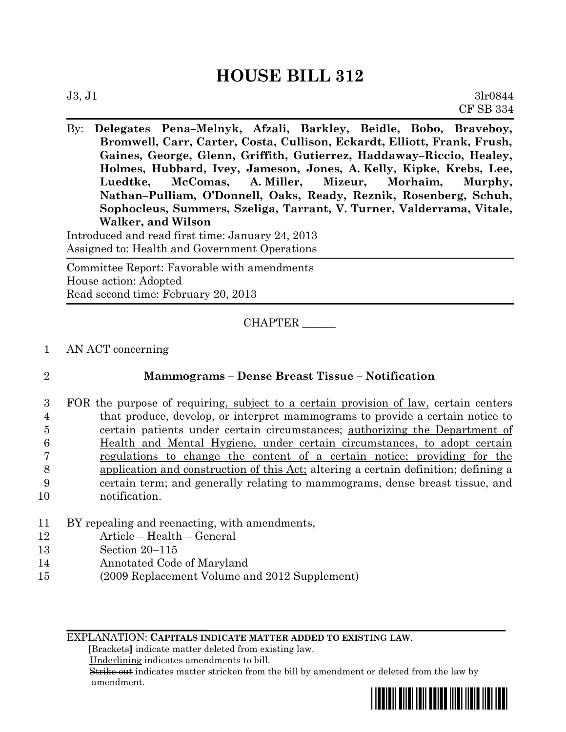# HOUSE BILL 312

J3, J1 3lr0844
CF SB 334

By: **Delegates Pena–Melnyk, Afzali, Barkley, Beidle, Bobo, Braveboy, Bromwell, Carr, Carter, Costa, Cullison, Eckardt, Elliott, Frank, Frush, Gaines, George, Glenn, Griffith, Gutierrez, Haddaway–Riccio, Healey, Holmes, Hubbard, Ivey, Jameson, Jones, A. Kelly, Kipke, Krebs, Lee, Luedtke, McComas, A. Miller, Mizeur, Morhaim, Murphy, Nathan–Pulliam, O'Donnell, Oaks, Ready, Reznik, Rosenberg, Schuh, Sophocleus, Summers, Szeliga, Tarrant, V. Turner, Valderrama, Vitale, Walker, and Wilson**

Introduced and read first time: January 24, 2013
Assigned to: Health and Government Operations

Committee Report: Favorable with amendments
House action: Adopted
Read second time: February 20, 2013

CHAPTER ______

1 AN ACT concerning

2 **Mammograms – Dense Breast Tissue – Notification**

3 FOR the purpose of requiring<u>, subject to a certain provision of law,</u> certain centers
4 that produce, develop, or interpret mammograms to provide a certain notice to
5 certain patients under certain circumstances; <u>authorizing the Department of</u>
6 <u>Health and Mental Hygiene, under certain circumstances, to adopt certain</u>
7 <u>regulations to change the content of a certain notice; providing for the</u>
8 <u>application and construction of this Act;</u> altering a certain definition; defining a
9 certain term; and generally relating to mammograms, dense breast tissue, and
10 notification.

11 BY repealing and reenacting, with amendments,
12 Article – Health – General
13 Section 20–115
14 Annotated Code of Maryland
15 (2009 Replacement Volume and 2012 Supplement)

EXPLANATION: **CAPITALS INDICATE MATTER ADDED TO EXISTING LAW.**
**[**Brackets**]** indicate matter deleted from existing law.
<u>Underlining</u> indicates amendments to bill.
~~Strike out~~ indicates matter stricken from the bill by amendment or deleted from the law by amendment.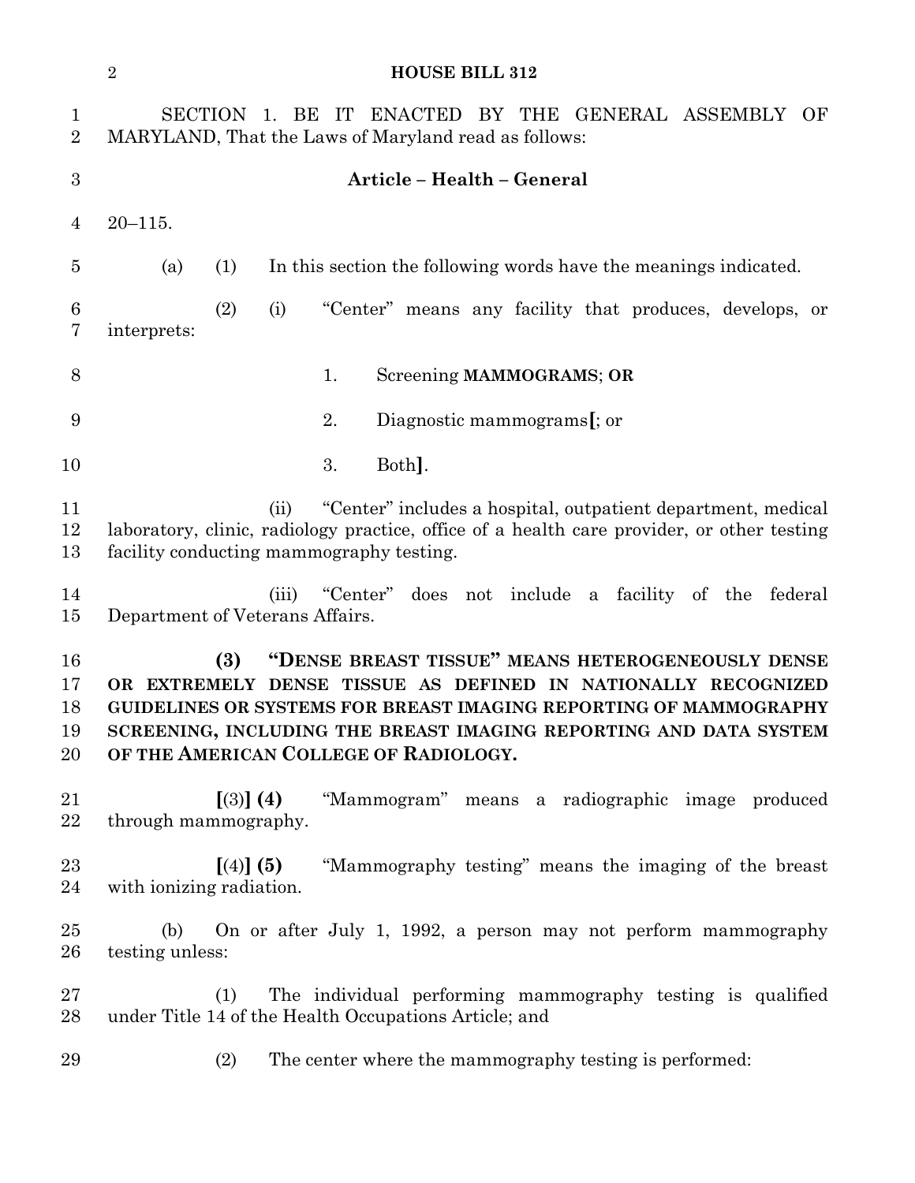SECTION 1. BE IT ENACTED BY THE GENERAL ASSEMBLY OF MARYLAND, That the Laws of Maryland read as follows:

**Article – Health – General**

20–115.

(a) (1) In this section the following words have the meanings indicated.

(2) (i) "Center" means any facility that produces, develops, or interprets:

1. Screening **MAMMOGRAMS**; **OR**

2. Diagnostic mammograms**[**; or

3. Both**]**.

(ii) "Center" includes a hospital, outpatient department, medical laboratory, clinic, radiology practice, office of a health care provider, or other testing facility conducting mammography testing.

(iii) "Center" does not include a facility of the federal Department of Veterans Affairs.

**(3) "DENSE BREAST TISSUE" MEANS HETEROGENEOUSLY DENSE OR EXTREMELY DENSE TISSUE AS DEFINED IN NATIONALLY RECOGNIZED GUIDELINES OR SYSTEMS FOR BREAST IMAGING REPORTING OF MAMMOGRAPHY SCREENING, INCLUDING THE BREAST IMAGING REPORTING AND DATA SYSTEM OF THE AMERICAN COLLEGE OF RADIOLOGY.**

**[**(3)**] (4)** "Mammogram" means a radiographic image produced through mammography.

**[**(4)**] (5)** "Mammography testing" means the imaging of the breast with ionizing radiation.

(b) On or after July 1, 1992, a person may not perform mammography testing unless:

(1) The individual performing mammography testing is qualified under Title 14 of the Health Occupations Article; and

(2) The center where the mammography testing is performed: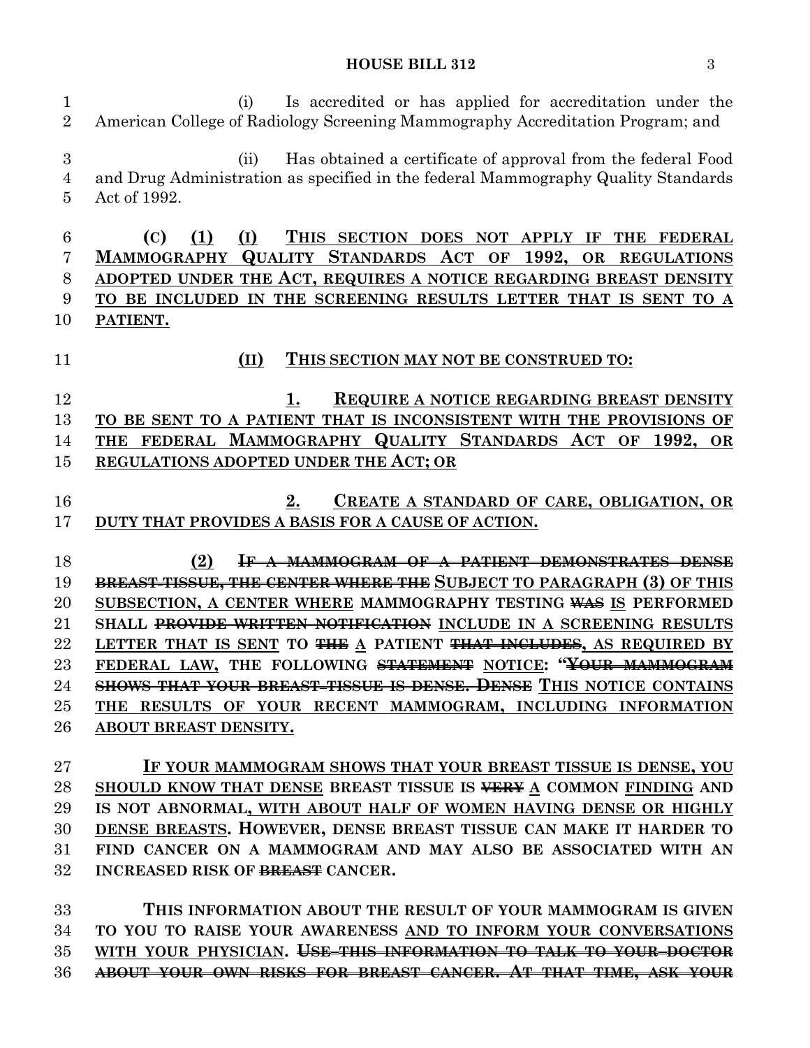(i) Is accredited or has applied for accreditation under the American College of Radiology Screening Mammography Accreditation Program; and

(ii) Has obtained a certificate of approval from the federal Food and Drug Administration as specified in the federal Mammography Quality Standards Act of 1992.

**(C)** <u>**(1)**</u> <u>**(I)**</u> <u>**THIS SECTION DOES NOT APPLY IF THE FEDERAL MAMMOGRAPHY QUALITY STANDARDS ACT OF 1992, OR REGULATIONS ADOPTED UNDER THE ACT, REQUIRES A NOTICE REGARDING BREAST DENSITY TO BE INCLUDED IN THE SCREENING RESULTS LETTER THAT IS SENT TO A PATIENT.**</u>

<u>**(II)**</u> <u>**THIS SECTION MAY NOT BE CONSTRUED TO:**</u>

<u>**1.**</u> <u>**REQUIRE A NOTICE REGARDING BREAST DENSITY TO BE SENT TO A PATIENT THAT IS INCONSISTENT WITH THE PROVISIONS OF THE FEDERAL MAMMOGRAPHY QUALITY STANDARDS ACT OF 1992, OR REGULATIONS ADOPTED UNDER THE ACT; OR**</u>

<u>**2.**</u> <u>**CREATE A STANDARD OF CARE, OBLIGATION, OR DUTY THAT PROVIDES A BASIS FOR A CAUSE OF ACTION.**</u>

**(2)** ~~**IF A MAMMOGRAM OF A PATIENT DEMONSTRATES DENSE BREAST TISSUE, THE CENTER WHERE THE**~~ <u>**SUBJECT TO PARAGRAPH (3) OF THIS SUBSECTION, A CENTER WHERE**</u> **MAMMOGRAPHY TESTING** ~~**WAS**~~ <u>**IS**</u> **PERFORMED SHALL** ~~**PROVIDE WRITTEN NOTIFICATION**~~ <u>**INCLUDE IN A SCREENING RESULTS LETTER THAT IS SENT**</u> **TO** ~~**THE**~~ <u>**A**</u> **PATIENT** ~~**THAT INCLUDES**~~<u>**, AS REQUIRED BY FEDERAL LAW,**</u> **THE FOLLOWING** ~~**STATEMENT**~~ <u>**NOTICE**</u>**: "**~~**YOUR MAMMOGRAM SHOWS THAT YOUR BREAST TISSUE IS DENSE. DENSE**~~ <u>**THIS NOTICE CONTAINS THE RESULTS OF YOUR RECENT MAMMOGRAM, INCLUDING INFORMATION ABOUT BREAST DENSITY.**</u>

<u>**IF YOUR MAMMOGRAM SHOWS THAT YOUR BREAST TISSUE IS DENSE, YOU SHOULD KNOW THAT DENSE**</u> **BREAST TISSUE IS** ~~**VERY**~~ <u>**A**</u> **COMMON** <u>**FINDING**</u> **AND IS NOT ABNORMAL**<u>**, WITH ABOUT HALF OF WOMEN HAVING DENSE OR HIGHLY DENSE BREASTS**</u>**. HOWEVER, DENSE BREAST TISSUE CAN MAKE IT HARDER TO FIND CANCER ON A MAMMOGRAM AND MAY ALSO BE ASSOCIATED WITH AN INCREASED RISK OF** ~~**BREAST**~~ **CANCER.**

**THIS INFORMATION ABOUT THE RESULT OF YOUR MAMMOGRAM IS GIVEN TO YOU TO RAISE YOUR AWARENESS** <u>**AND TO INFORM YOUR CONVERSATIONS WITH YOUR PHYSICIAN**</u>**.** ~~**USE THIS INFORMATION TO TALK TO YOUR DOCTOR ABOUT YOUR OWN RISKS FOR BREAST CANCER. AT THAT TIME, ASK YOUR**~~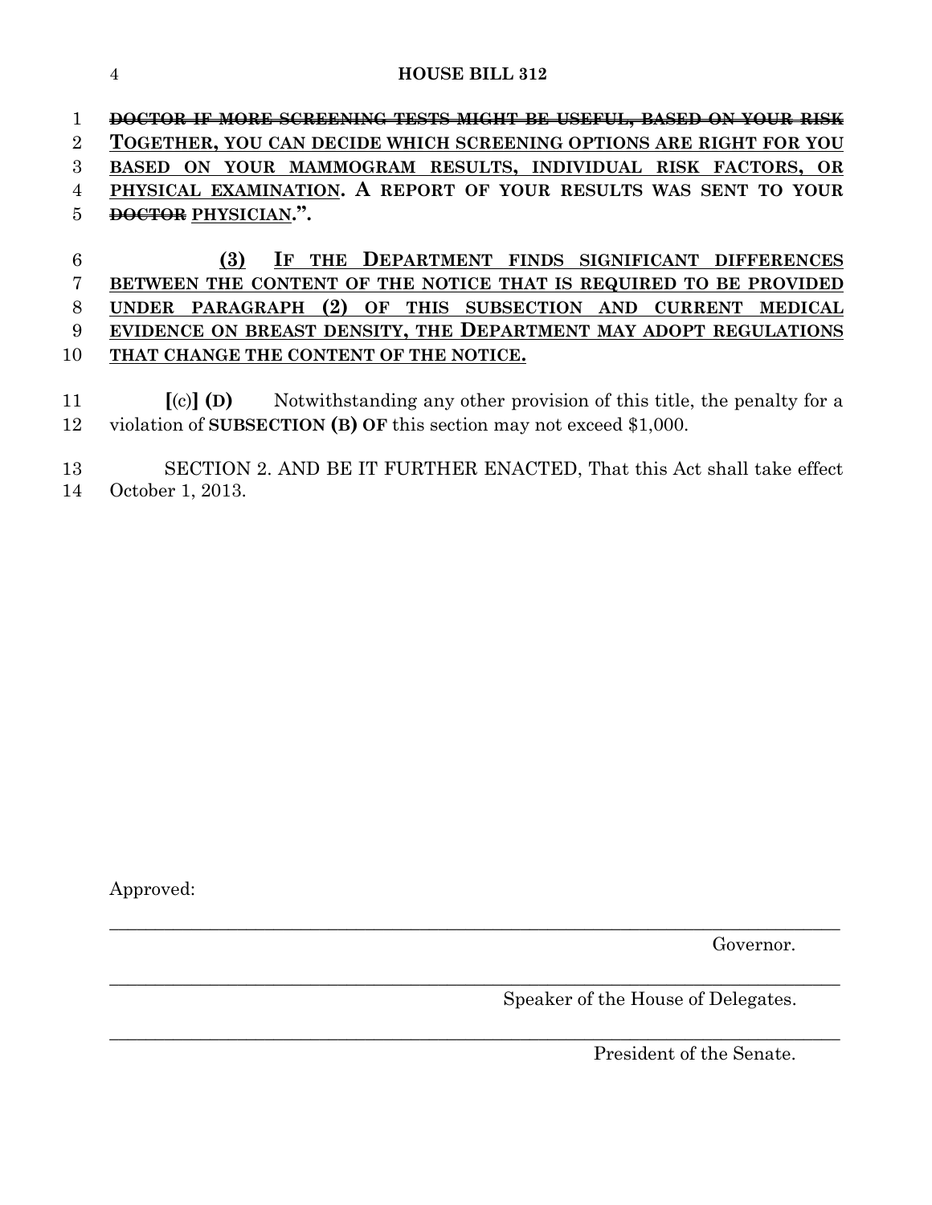1 ~~DOCTOR IF MORE SCREENING TESTS MIGHT BE USEFUL, BASED ON YOUR RISK~~
2 **<u>TOGETHER, YOU CAN DECIDE WHICH SCREENING OPTIONS ARE RIGHT FOR YOU</u>**
3 **<u>BASED ON YOUR MAMMOGRAM RESULTS, INDIVIDUAL RISK FACTORS, OR</u>**
4 **<u>PHYSICAL EXAMINATION</u>. A REPORT OF YOUR RESULTS WAS SENT TO YOUR**
5 **~~DOCTOR~~ <u>PHYSICIAN</u>.".**

6 **<u>(3) IF THE DEPARTMENT FINDS SIGNIFICANT DIFFERENCES</u>**
7 **<u>BETWEEN THE CONTENT OF THE NOTICE THAT IS REQUIRED TO BE PROVIDED</u>**
8 **<u>UNDER PARAGRAPH (2) OF THIS SUBSECTION AND CURRENT MEDICAL</u>**
9 **<u>EVIDENCE ON BREAST DENSITY, THE DEPARTMENT MAY ADOPT REGULATIONS</u>**
10 **<u>THAT CHANGE THE CONTENT OF THE NOTICE.</u>**

11 **[**(c)**] (D)** Notwithstanding any other provision of this title, the penalty for a
12 violation of **SUBSECTION (B) OF** this section may not exceed $1,000.

13 SECTION 2. AND BE IT FURTHER ENACTED, That this Act shall take effect
14 October 1, 2013.

Approved:

\_\_\_\_\_\_\_\_\_\_\_\_\_\_\_\_\_\_\_\_\_\_\_\_\_\_\_\_\_\_\_\_\_\_\_\_\_\_\_\_\_\_\_\_\_\_\_\_\_\_\_\_\_\_\_\_\_\_\_\_\_\_\_\_\_\_\_\_\_\_\_\_\_\_\_\_\_\_

Governor.

\_\_\_\_\_\_\_\_\_\_\_\_\_\_\_\_\_\_\_\_\_\_\_\_\_\_\_\_\_\_\_\_\_\_\_\_\_\_\_\_\_\_\_\_\_\_\_\_\_\_\_\_\_\_\_\_\_\_\_\_\_\_\_\_\_\_\_\_\_\_\_\_\_\_\_\_\_\_

Speaker of the House of Delegates.

\_\_\_\_\_\_\_\_\_\_\_\_\_\_\_\_\_\_\_\_\_\_\_\_\_\_\_\_\_\_\_\_\_\_\_\_\_\_\_\_\_\_\_\_\_\_\_\_\_\_\_\_\_\_\_\_\_\_\_\_\_\_\_\_\_\_\_\_\_\_\_\_\_\_\_\_\_\_

President of the Senate.